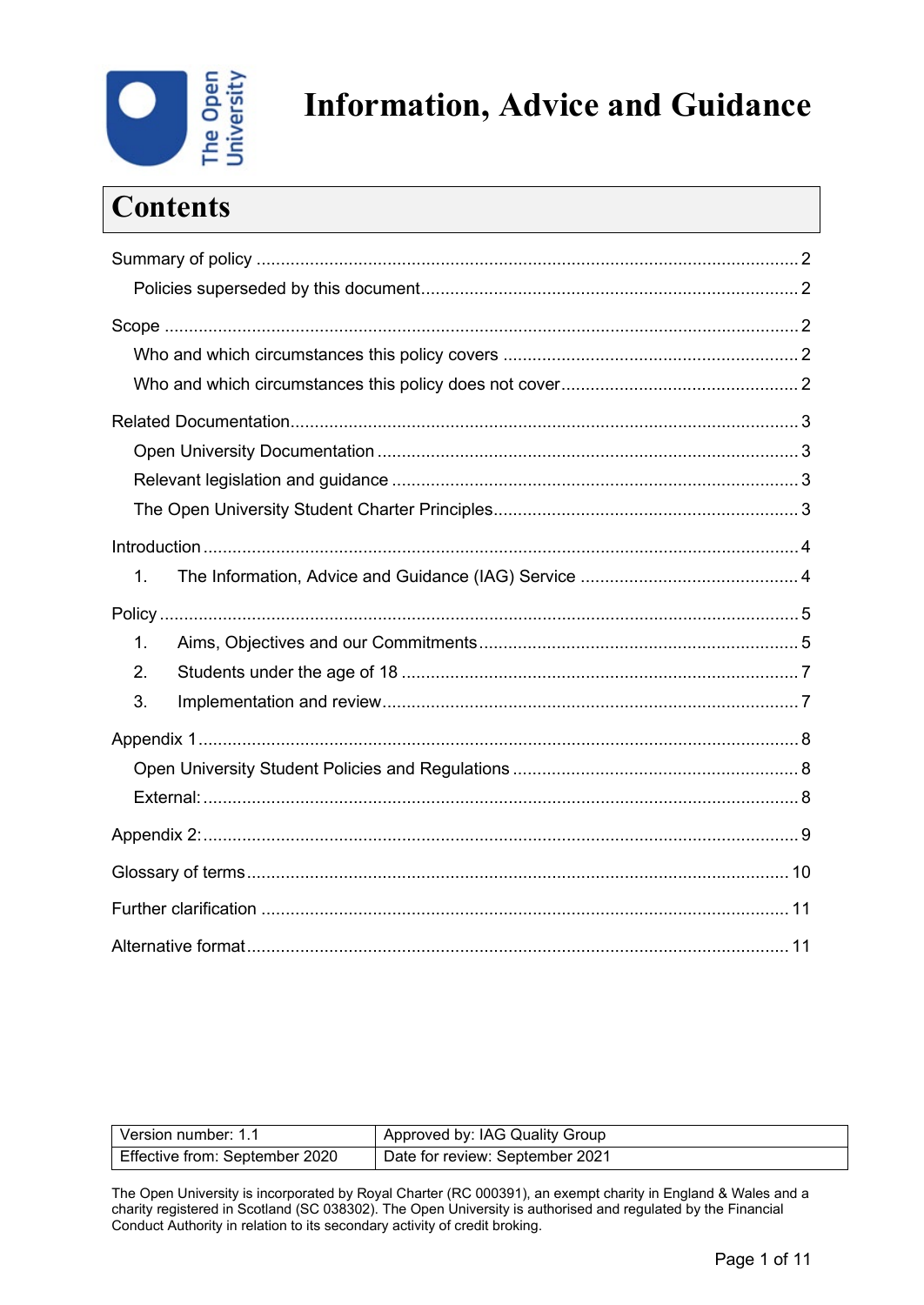# Information, Advice and Guidance

## Contents

Summary of policy ....... 2

- Policies superseded by this document ....... 2

Scope ....... 2

- Who and which circumstances this policy covers ....... 2
- Who and which circumstances this policy does not cover ....... 2

Related Documentation ....... 3

- Open University Documentation ....... 3
- Relevant legislation and guidance ....... 3
- The Open University Student Charter Principles ....... 3

Introduction ....... 4

1. The Information, Advice and Guidance (IAG) Service ....... 4

Policy ....... 5

1. Aims, Objectives and our Commitments ....... 5
2. Students under the age of 18 ....... 7
3. Implementation and review ....... 7

Appendix 1 ....... 8

- Open University Student Policies and Regulations ....... 8
- External: ....... 8

Appendix 2: ....... 9

Glossary of terms ....... 10

Further clarification ....... 11

Alternative format ....... 11

| Version number: 1.1 | Approved by: IAG Quality Group |
|---|---|
| Effective from: September 2020 | Date for review: September 2021 |

The Open University is incorporated by Royal Charter (RC 000391), an exempt charity in England & Wales and a charity registered in Scotland (SC 038302). The Open University is authorised and regulated by the Financial Conduct Authority in relation to its secondary activity of credit broking.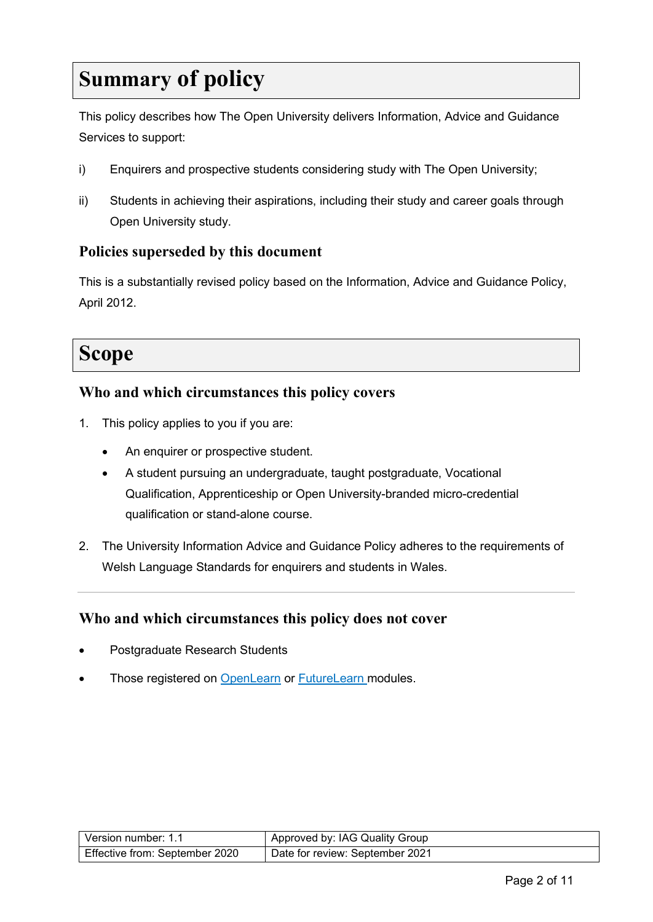# Summary of policy

This policy describes how The Open University delivers Information, Advice and Guidance Services to support:

i) Enquirers and prospective students considering study with The Open University;

ii) Students in achieving their aspirations, including their study and career goals through Open University study.

## Policies superseded by this document

This is a substantially revised policy based on the Information, Advice and Guidance Policy, April 2012.

# Scope

## Who and which circumstances this policy covers

1. This policy applies to you if you are:
   - An enquirer or prospective student.
   - A student pursuing an undergraduate, taught postgraduate, Vocational Qualification, Apprenticeship or Open University-branded micro-credential qualification or stand-alone course.

2. The University Information Advice and Guidance Policy adheres to the requirements of Welsh Language Standards for enquirers and students in Wales.

---

## Who and which circumstances this policy does not cover

- Postgraduate Research Students
- Those registered on OpenLearn or FutureLearn modules.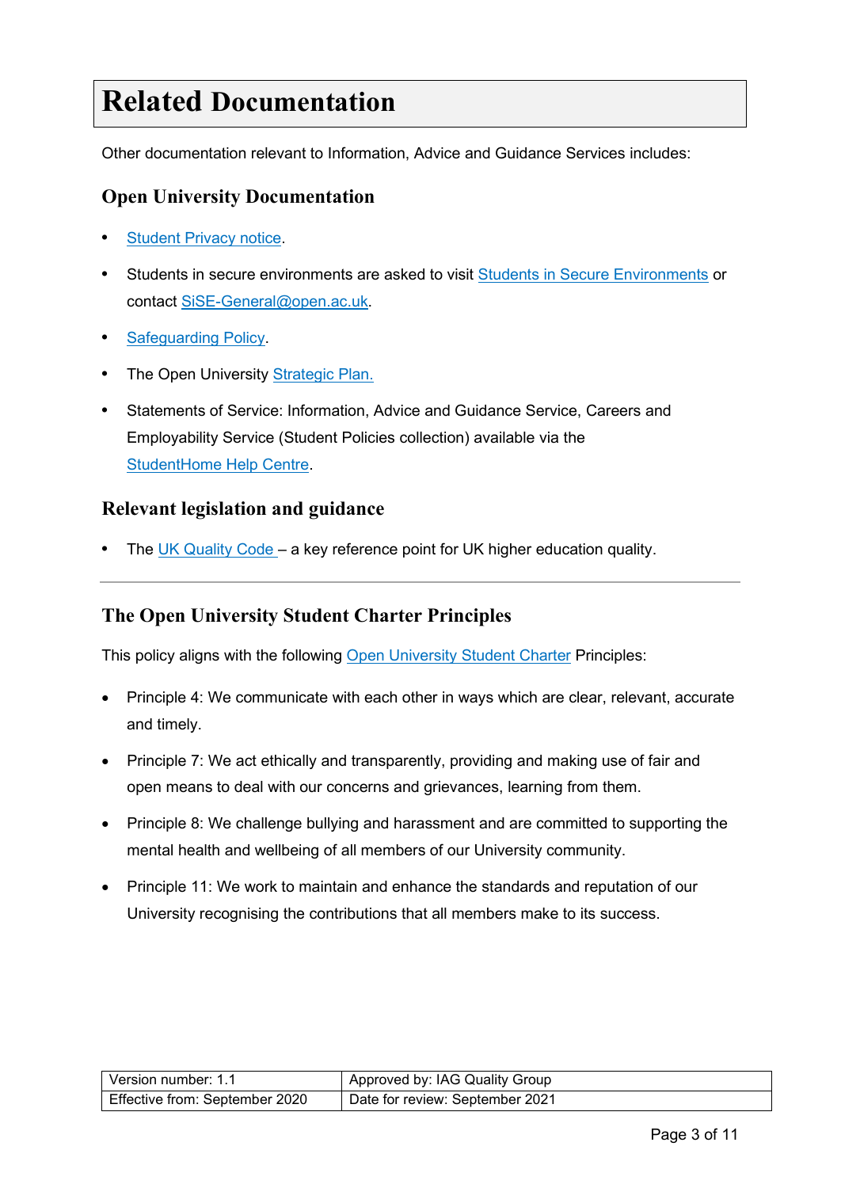# Related Documentation

Other documentation relevant to Information, Advice and Guidance Services includes:

## Open University Documentation

- Student Privacy notice.
- Students in secure environments are asked to visit Students in Secure Environments or contact SiSE-General@open.ac.uk.
- Safeguarding Policy.
- The Open University Strategic Plan.
- Statements of Service: Information, Advice and Guidance Service, Careers and Employability Service (Student Policies collection) available via the StudentHome Help Centre.

## Relevant legislation and guidance

- The UK Quality Code – a key reference point for UK higher education quality.

---

## The Open University Student Charter Principles

This policy aligns with the following Open University Student Charter Principles:

- Principle 4: We communicate with each other in ways which are clear, relevant, accurate and timely.
- Principle 7: We act ethically and transparently, providing and making use of fair and open means to deal with our concerns and grievances, learning from them.
- Principle 8: We challenge bullying and harassment and are committed to supporting the mental health and wellbeing of all members of our University community.
- Principle 11: We work to maintain and enhance the standards and reputation of our University recognising the contributions that all members make to its success.

| Version number: 1.1 | Approved by: IAG Quality Group |
|---|---|
| Effective from: September 2020 | Date for review: September 2021 |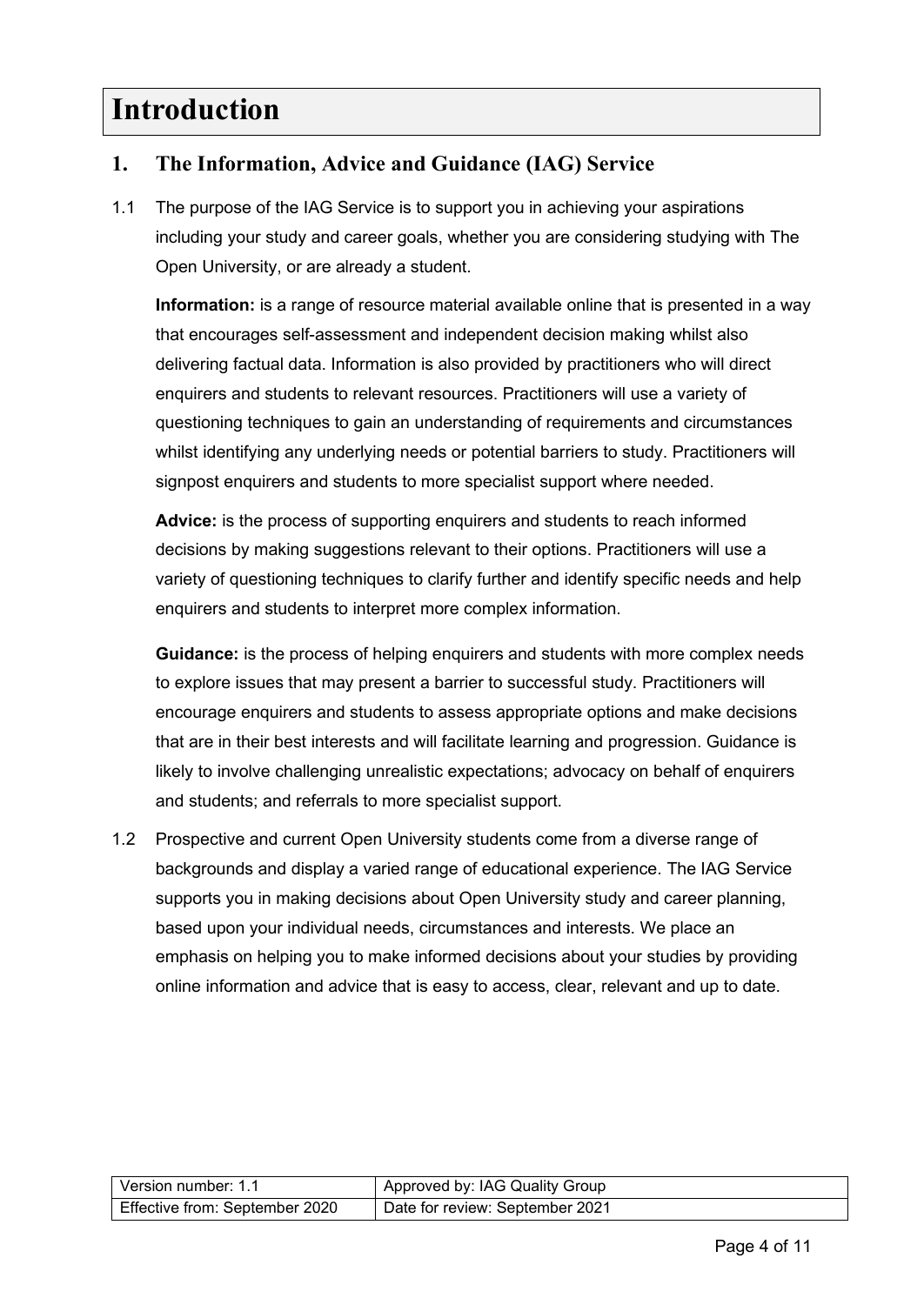# Introduction

## 1. The Information, Advice and Guidance (IAG) Service

1.1 The purpose of the IAG Service is to support you in achieving your aspirations including your study and career goals, whether you are considering studying with The Open University, or are already a student.

**Information:** is a range of resource material available online that is presented in a way that encourages self-assessment and independent decision making whilst also delivering factual data. Information is also provided by practitioners who will direct enquirers and students to relevant resources. Practitioners will use a variety of questioning techniques to gain an understanding of requirements and circumstances whilst identifying any underlying needs or potential barriers to study. Practitioners will signpost enquirers and students to more specialist support where needed.

**Advice:** is the process of supporting enquirers and students to reach informed decisions by making suggestions relevant to their options. Practitioners will use a variety of questioning techniques to clarify further and identify specific needs and help enquirers and students to interpret more complex information.

**Guidance:** is the process of helping enquirers and students with more complex needs to explore issues that may present a barrier to successful study. Practitioners will encourage enquirers and students to assess appropriate options and make decisions that are in their best interests and will facilitate learning and progression. Guidance is likely to involve challenging unrealistic expectations; advocacy on behalf of enquirers and students; and referrals to more specialist support.

1.2 Prospective and current Open University students come from a diverse range of backgrounds and display a varied range of educational experience. The IAG Service supports you in making decisions about Open University study and career planning, based upon your individual needs, circumstances and interests. We place an emphasis on helping you to make informed decisions about your studies by providing online information and advice that is easy to access, clear, relevant and up to date.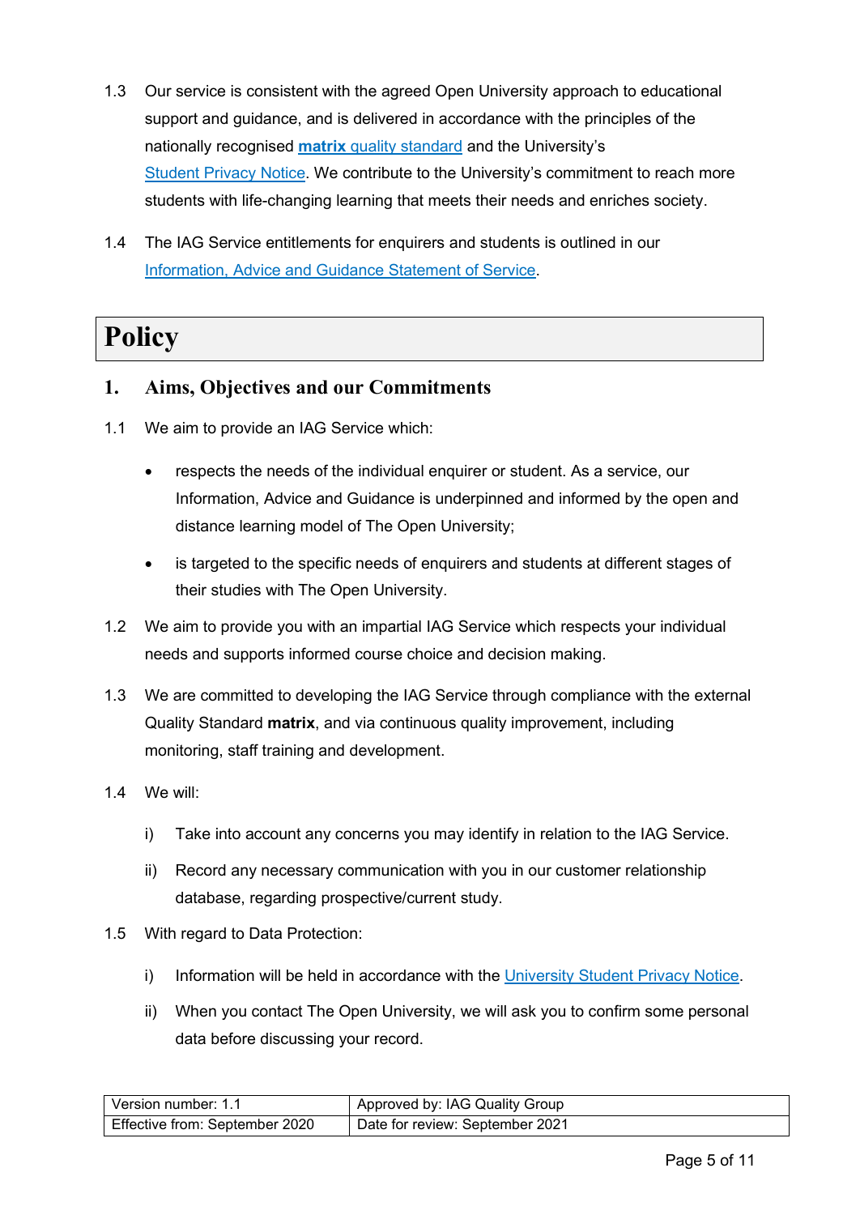1.3 Our service is consistent with the agreed Open University approach to educational support and guidance, and is delivered in accordance with the principles of the nationally recognised **matrix** quality standard and the University's Student Privacy Notice. We contribute to the University's commitment to reach more students with life-changing learning that meets their needs and enriches society.

1.4 The IAG Service entitlements for enquirers and students is outlined in our Information, Advice and Guidance Statement of Service.

# Policy

## 1. Aims, Objectives and our Commitments

1.1 We aim to provide an IAG Service which:

- respects the needs of the individual enquirer or student. As a service, our Information, Advice and Guidance is underpinned and informed by the open and distance learning model of The Open University;
- is targeted to the specific needs of enquirers and students at different stages of their studies with The Open University.

1.2 We aim to provide you with an impartial IAG Service which respects your individual needs and supports informed course choice and decision making.

1.3 We are committed to developing the IAG Service through compliance with the external Quality Standard **matrix**, and via continuous quality improvement, including monitoring, staff training and development.

1.4 We will:

i) Take into account any concerns you may identify in relation to the IAG Service.

ii) Record any necessary communication with you in our customer relationship database, regarding prospective/current study.

1.5 With regard to Data Protection:

i) Information will be held in accordance with the University Student Privacy Notice.

ii) When you contact The Open University, we will ask you to confirm some personal data before discussing your record.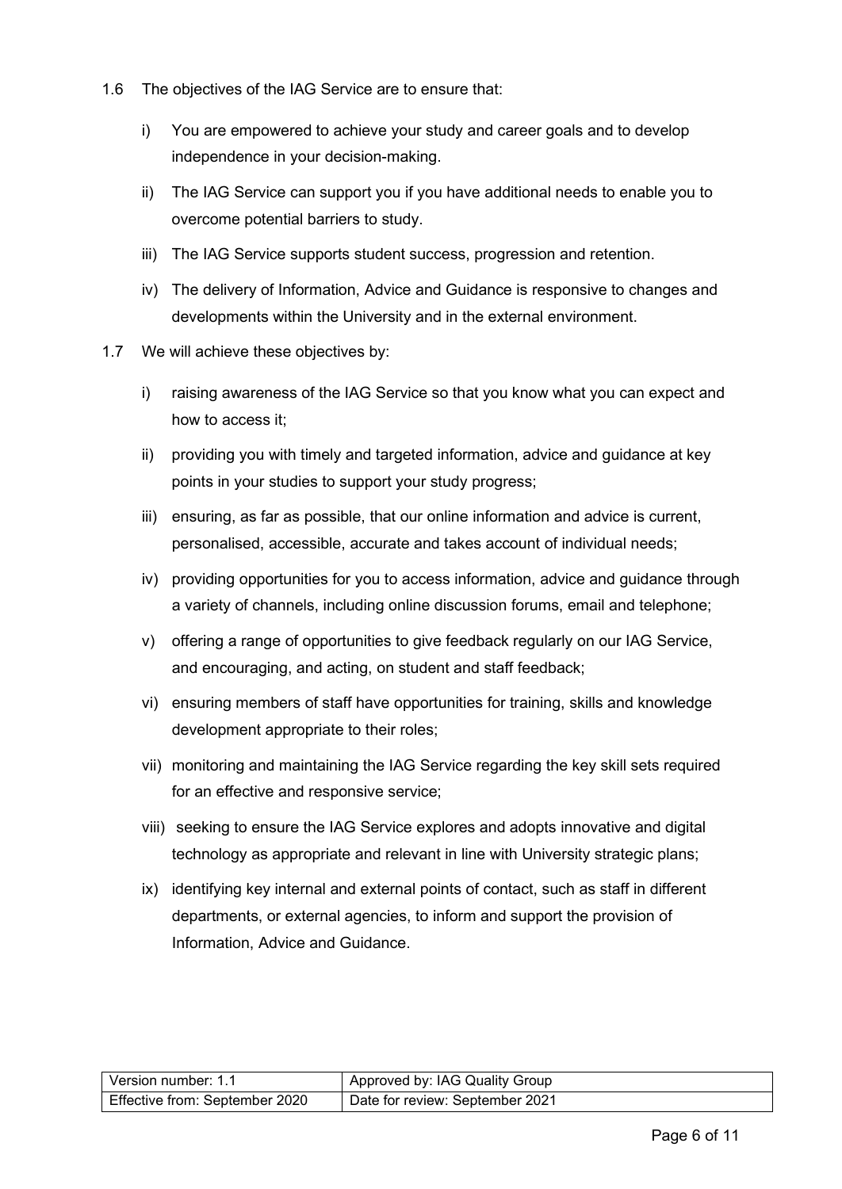1.6 The objectives of the IAG Service are to ensure that:

   i) You are empowered to achieve your study and career goals and to develop independence in your decision-making.

   ii) The IAG Service can support you if you have additional needs to enable you to overcome potential barriers to study.

   iii) The IAG Service supports student success, progression and retention.

   iv) The delivery of Information, Advice and Guidance is responsive to changes and developments within the University and in the external environment.

1.7 We will achieve these objectives by:

   i) raising awareness of the IAG Service so that you know what you can expect and how to access it;

   ii) providing you with timely and targeted information, advice and guidance at key points in your studies to support your study progress;

   iii) ensuring, as far as possible, that our online information and advice is current, personalised, accessible, accurate and takes account of individual needs;

   iv) providing opportunities for you to access information, advice and guidance through a variety of channels, including online discussion forums, email and telephone;

   v) offering a range of opportunities to give feedback regularly on our IAG Service, and encouraging, and acting, on student and staff feedback;

   vi) ensuring members of staff have opportunities for training, skills and knowledge development appropriate to their roles;

   vii) monitoring and maintaining the IAG Service regarding the key skill sets required for an effective and responsive service;

   viii) seeking to ensure the IAG Service explores and adopts innovative and digital technology as appropriate and relevant in line with University strategic plans;

   ix) identifying key internal and external points of contact, such as staff in different departments, or external agencies, to inform and support the provision of Information, Advice and Guidance.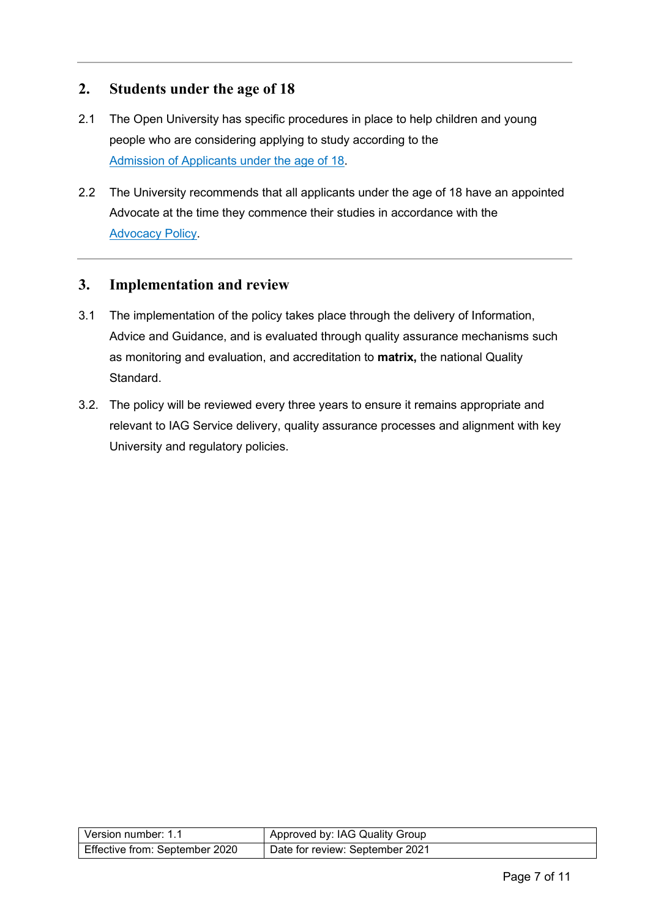## 2. Students under the age of 18

2.1 The Open University has specific procedures in place to help children and young people who are considering applying to study according to the Admission of Applicants under the age of 18.

2.2 The University recommends that all applicants under the age of 18 have an appointed Advocate at the time they commence their studies in accordance with the Advocacy Policy.

## 3. Implementation and review

3.1 The implementation of the policy takes place through the delivery of Information, Advice and Guidance, and is evaluated through quality assurance mechanisms such as monitoring and evaluation, and accreditation to **matrix,** the national Quality Standard.

3.2. The policy will be reviewed every three years to ensure it remains appropriate and relevant to IAG Service delivery, quality assurance processes and alignment with key University and regulatory policies.

| Version number: 1.1 | Approved by: IAG Quality Group |
| --- | --- |
| Effective from: September 2020 | Date for review: September 2021 |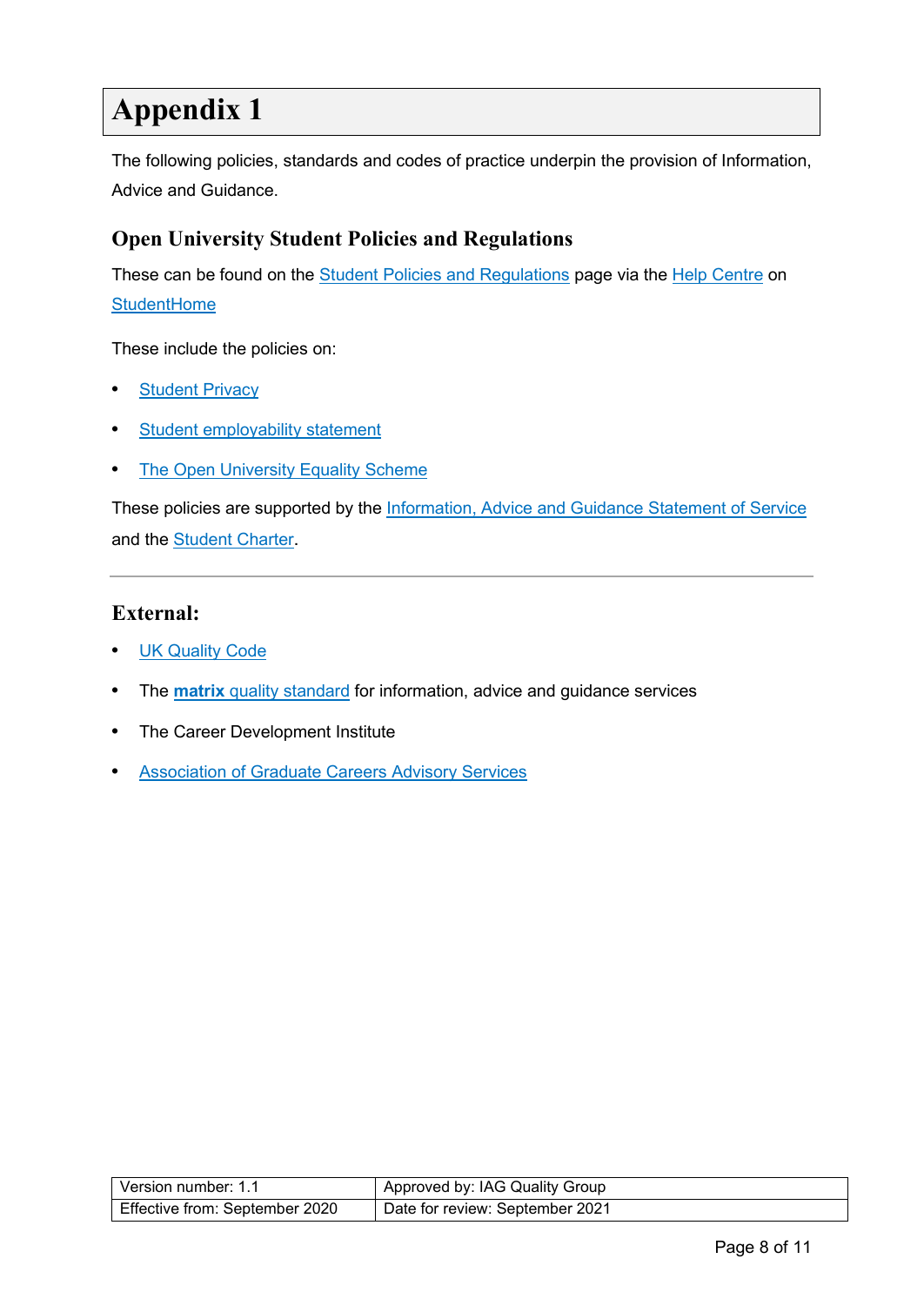# Appendix 1

The following policies, standards and codes of practice underpin the provision of Information, Advice and Guidance.

## Open University Student Policies and Regulations

These can be found on the Student Policies and Regulations page via the Help Centre on StudentHome

These include the policies on:

- Student Privacy
- Student employability statement
- The Open University Equality Scheme

These policies are supported by the Information, Advice and Guidance Statement of Service and the Student Charter.

---

## External:

- UK Quality Code
- The **matrix** quality standard for information, advice and guidance services
- The Career Development Institute
- Association of Graduate Careers Advisory Services

| Version number: 1.1 | Approved by: IAG Quality Group |
|---|---|
| Effective from: September 2020 | Date for review: September 2021 |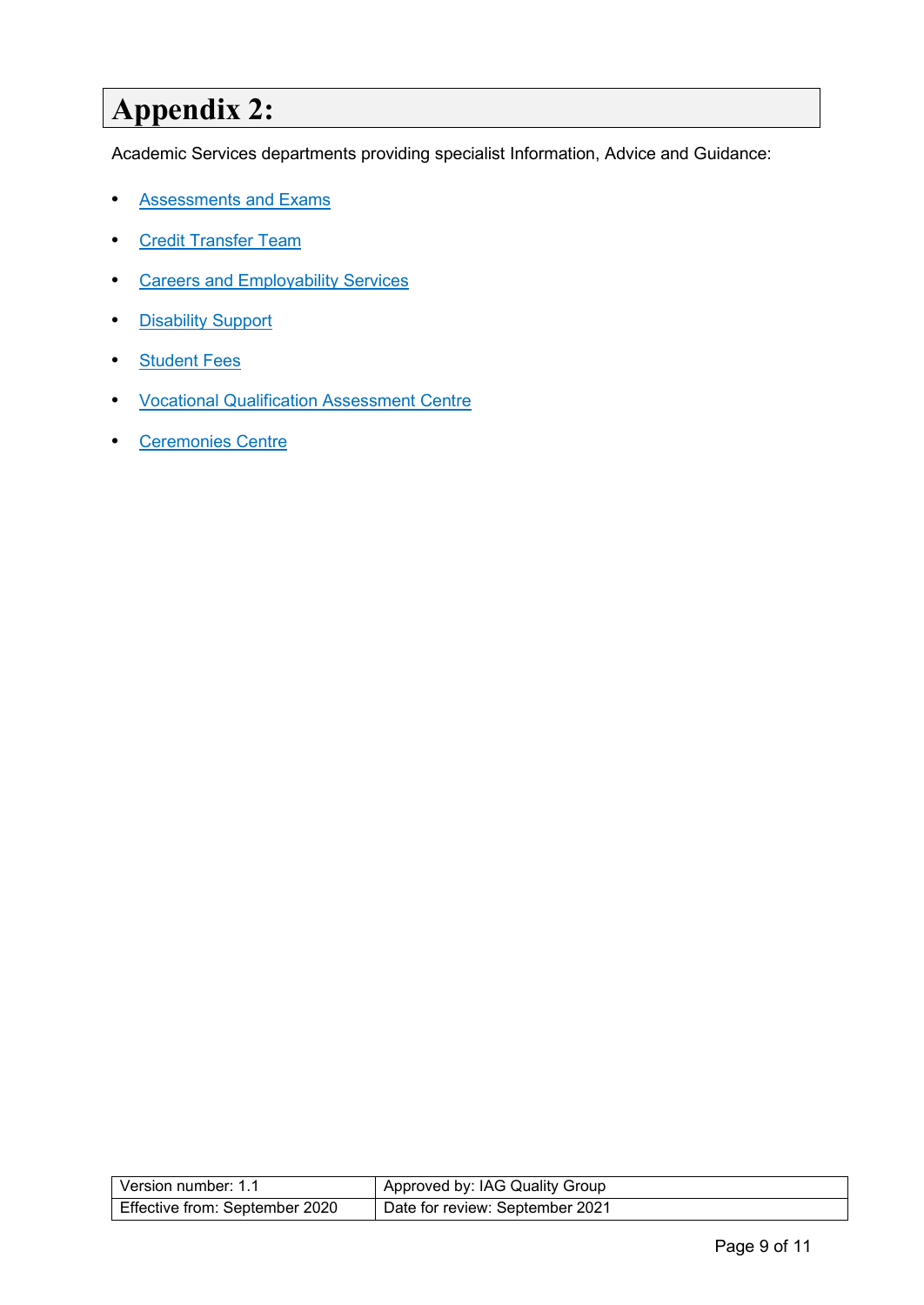# Appendix 2:

Academic Services departments providing specialist Information, Advice and Guidance:

- Assessments and Exams
- Credit Transfer Team
- Careers and Employability Services
- Disability Support
- Student Fees
- Vocational Qualification Assessment Centre
- Ceremonies Centre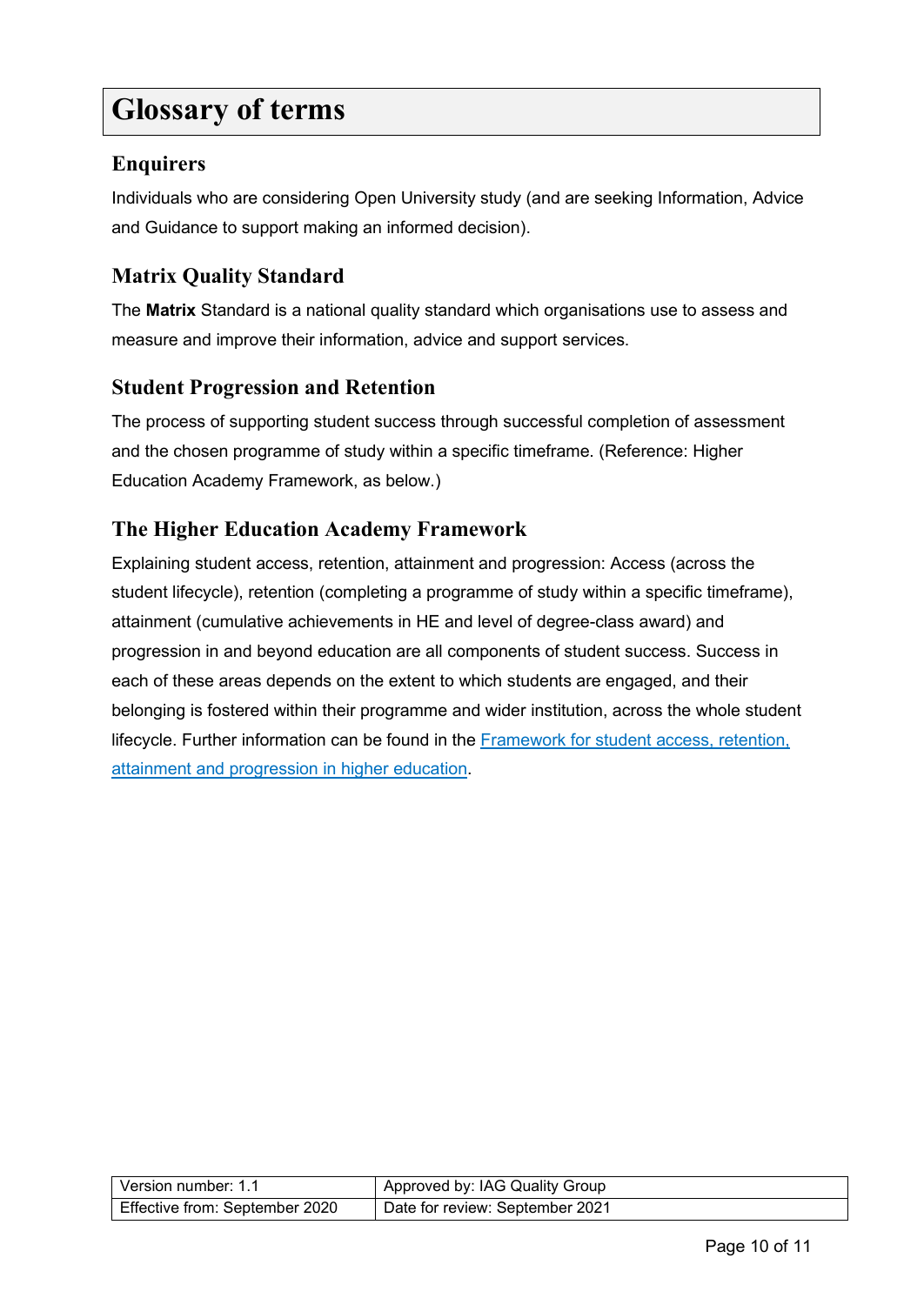# Glossary of terms

## Enquirers

Individuals who are considering Open University study (and are seeking Information, Advice and Guidance to support making an informed decision).

## Matrix Quality Standard

The **Matrix** Standard is a national quality standard which organisations use to assess and measure and improve their information, advice and support services.

## Student Progression and Retention

The process of supporting student success through successful completion of assessment and the chosen programme of study within a specific timeframe. (Reference: Higher Education Academy Framework, as below.)

## The Higher Education Academy Framework

Explaining student access, retention, attainment and progression: Access (across the student lifecycle), retention (completing a programme of study within a specific timeframe), attainment (cumulative achievements in HE and level of degree-class award) and progression in and beyond education are all components of student success. Success in each of these areas depends on the extent to which students are engaged, and their belonging is fostered within their programme and wider institution, across the whole student lifecycle. Further information can be found in the [Framework for student access, retention, attainment and progression in higher education](#).

| Version number: 1.1 | Approved by: IAG Quality Group |
| --- | --- |
| Effective from: September 2020 | Date for review: September 2021 |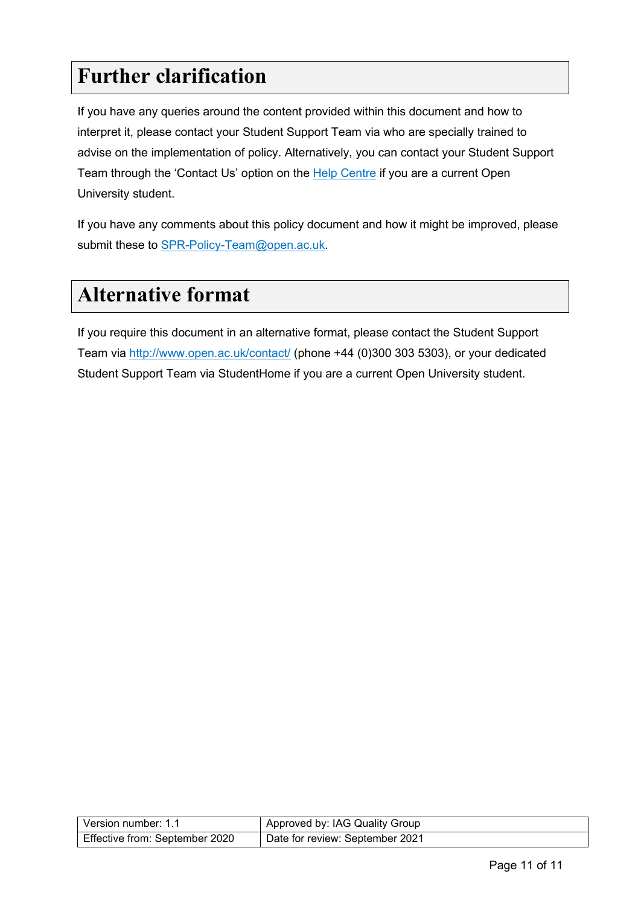# Further clarification

If you have any queries around the content provided within this document and how to interpret it, please contact your Student Support Team via who are specially trained to advise on the implementation of policy. Alternatively, you can contact your Student Support Team through the 'Contact Us' option on the [Help Centre](Help Centre) if you are a current Open University student.

If you have any comments about this policy document and how it might be improved, please submit these to [SPR-Policy-Team@open.ac.uk](mailto:SPR-Policy-Team@open.ac.uk).

# Alternative format

If you require this document in an alternative format, please contact the Student Support Team via [http://www.open.ac.uk/contact/](http://www.open.ac.uk/contact/) (phone +44 (0)300 303 5303), or your dedicated Student Support Team via StudentHome if you are a current Open University student.

| | |
|---|---|
| Version number: 1.1 | Approved by: IAG Quality Group |
| Effective from: September 2020 | Date for review: September 2021 |